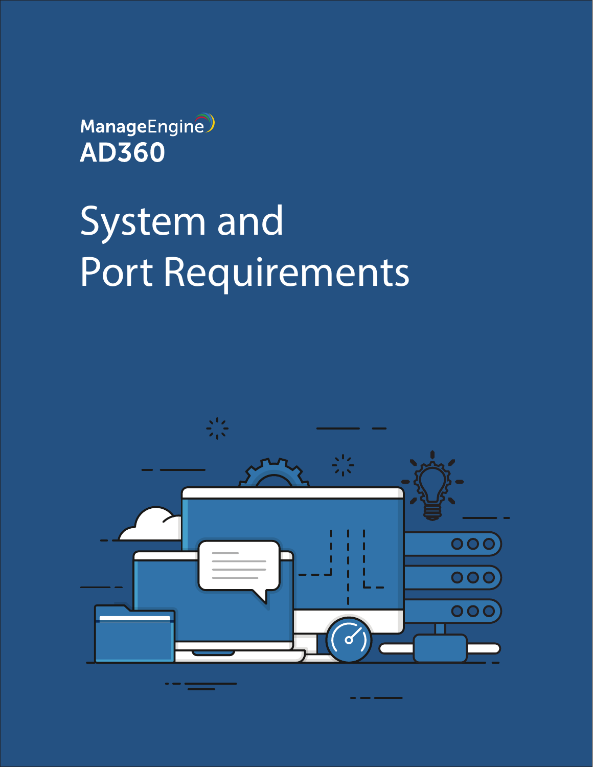ManageEngine
AD360

# System and Port Requirements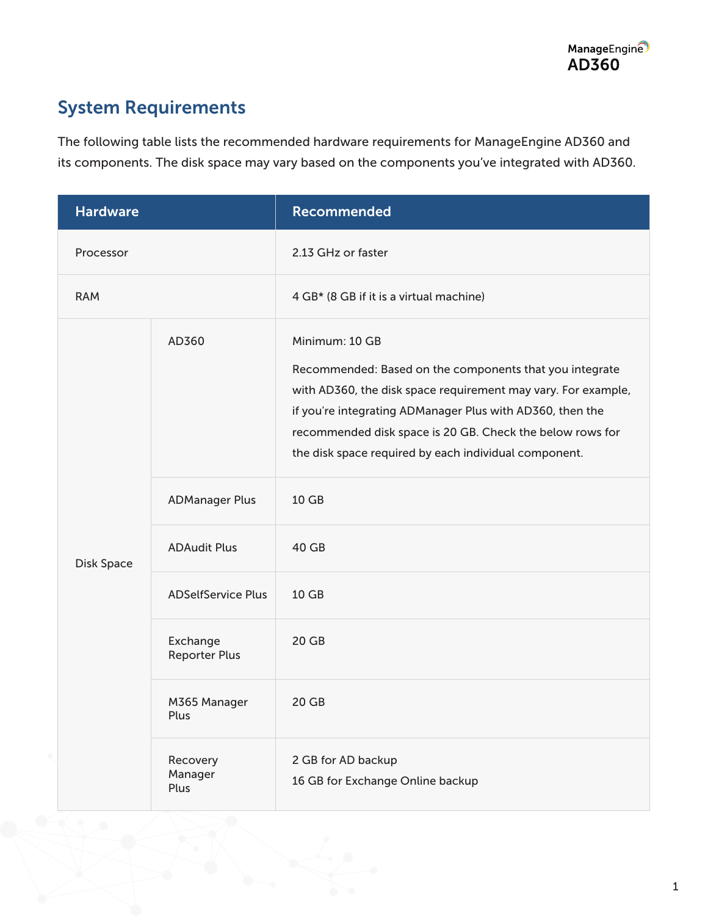## System Requirements

The following table lists the recommended hardware requirements for ManageEngine AD360 and its components. The disk space may vary based on the components you've integrated with AD360.

| Hardware | | Recommended |
|---|---|---|
| Processor | | 2.13 GHz or faster |
| RAM | | 4 GB* (8 GB if it is a virtual machine) |
| Disk Space | AD360 | Minimum: 10 GB<br><br>Recommended: Based on the components that you integrate with AD360, the disk space requirement may vary. For example, if you're integrating ADManager Plus with AD360, then the recommended disk space is 20 GB. Check the below rows for the disk space required by each individual component. |
| | ADManager Plus | 10 GB |
| | ADAudit Plus | 40 GB |
| | ADSelfService Plus | 10 GB |
| | Exchange Reporter Plus | 20 GB |
| | M365 Manager Plus | 20 GB |
| | Recovery Manager Plus | 2 GB for AD backup<br>16 GB for Exchange Online backup |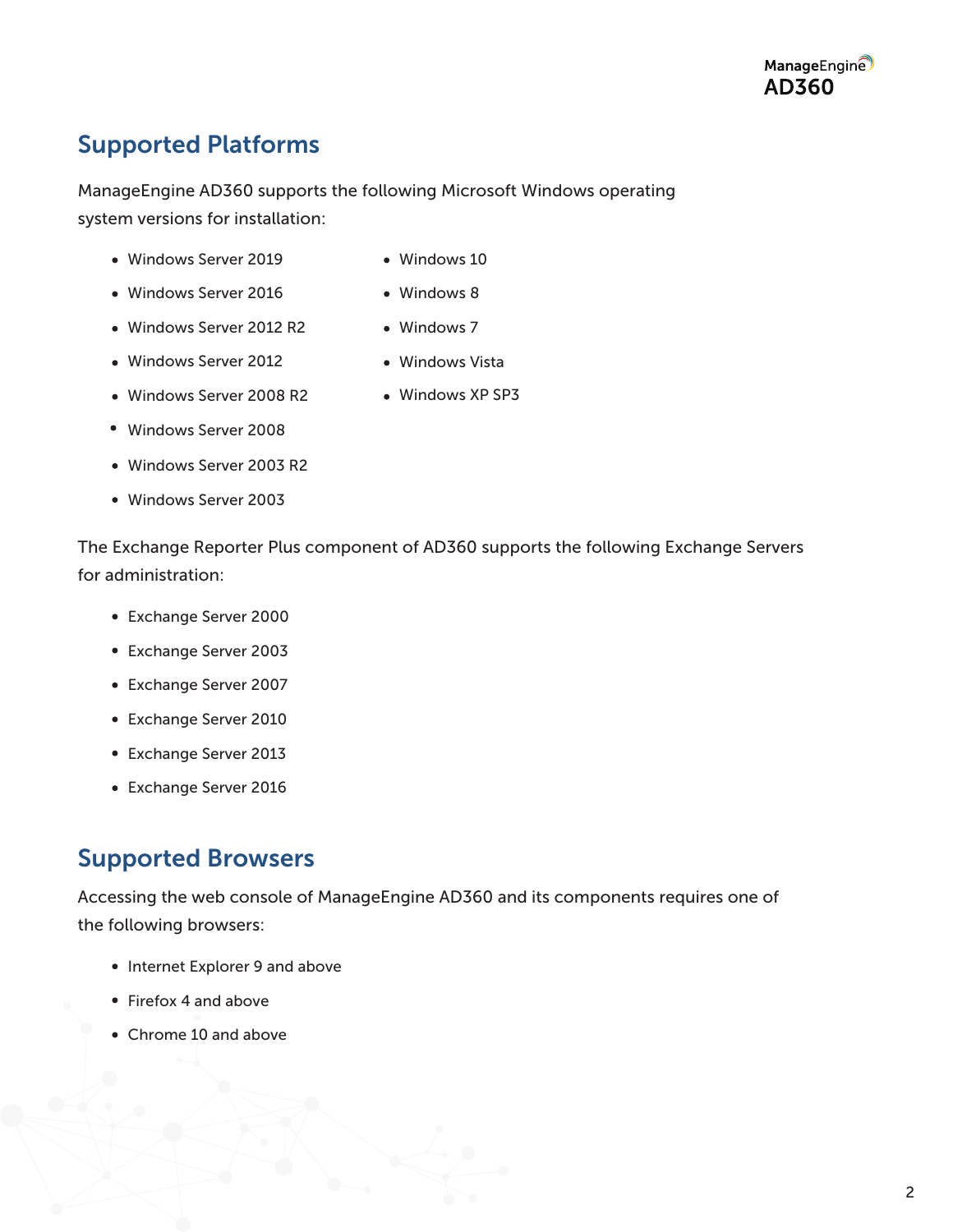## Supported Platforms

ManageEngine AD360 supports the following Microsoft Windows operating system versions for installation:

- Windows Server 2019
- Windows Server 2016
- Windows Server 2012 R2
- Windows Server 2012
- Windows Server 2008 R2
- Windows Server 2008
- Windows Server 2003 R2
- Windows Server 2003
- Windows 10
- Windows 8
- Windows 7
- Windows Vista
- Windows XP SP3

The Exchange Reporter Plus component of AD360 supports the following Exchange Servers for administration:

- Exchange Server 2000
- Exchange Server 2003
- Exchange Server 2007
- Exchange Server 2010
- Exchange Server 2013
- Exchange Server 2016

## Supported Browsers

Accessing the web console of ManageEngine AD360 and its components requires one of the following browsers:

- Internet Explorer 9 and above
- Firefox 4 and above
- Chrome 10 and above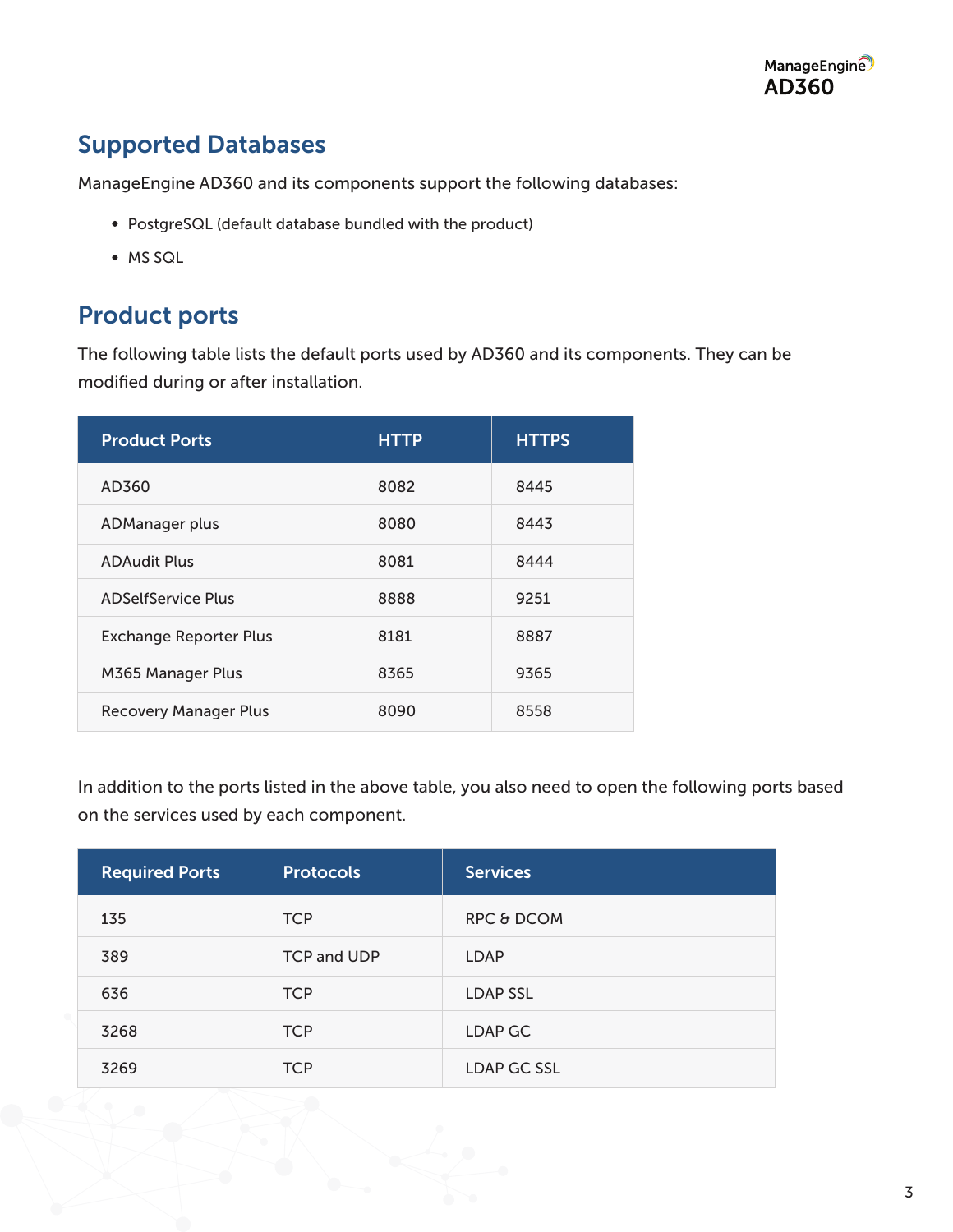## Supported Databases

ManageEngine AD360 and its components support the following databases:

- PostgreSQL (default database bundled with the product)
- MS SQL

## Product ports

The following table lists the default ports used by AD360 and its components. They can be modified during or after installation.

| Product Ports | HTTP | HTTPS |
|---|---|---|
| AD360 | 8082 | 8445 |
| ADManager plus | 8080 | 8443 |
| ADAudit Plus | 8081 | 8444 |
| ADSelfService Plus | 8888 | 9251 |
| Exchange Reporter Plus | 8181 | 8887 |
| M365 Manager Plus | 8365 | 9365 |
| Recovery Manager Plus | 8090 | 8558 |

In addition to the ports listed in the above table, you also need to open the following ports based on the services used by each component.

| Required Ports | Protocols | Services |
|---|---|---|
| 135 | TCP | RPC & DCOM |
| 389 | TCP and UDP | LDAP |
| 636 | TCP | LDAP SSL |
| 3268 | TCP | LDAP GC |
| 3269 | TCP | LDAP GC SSL |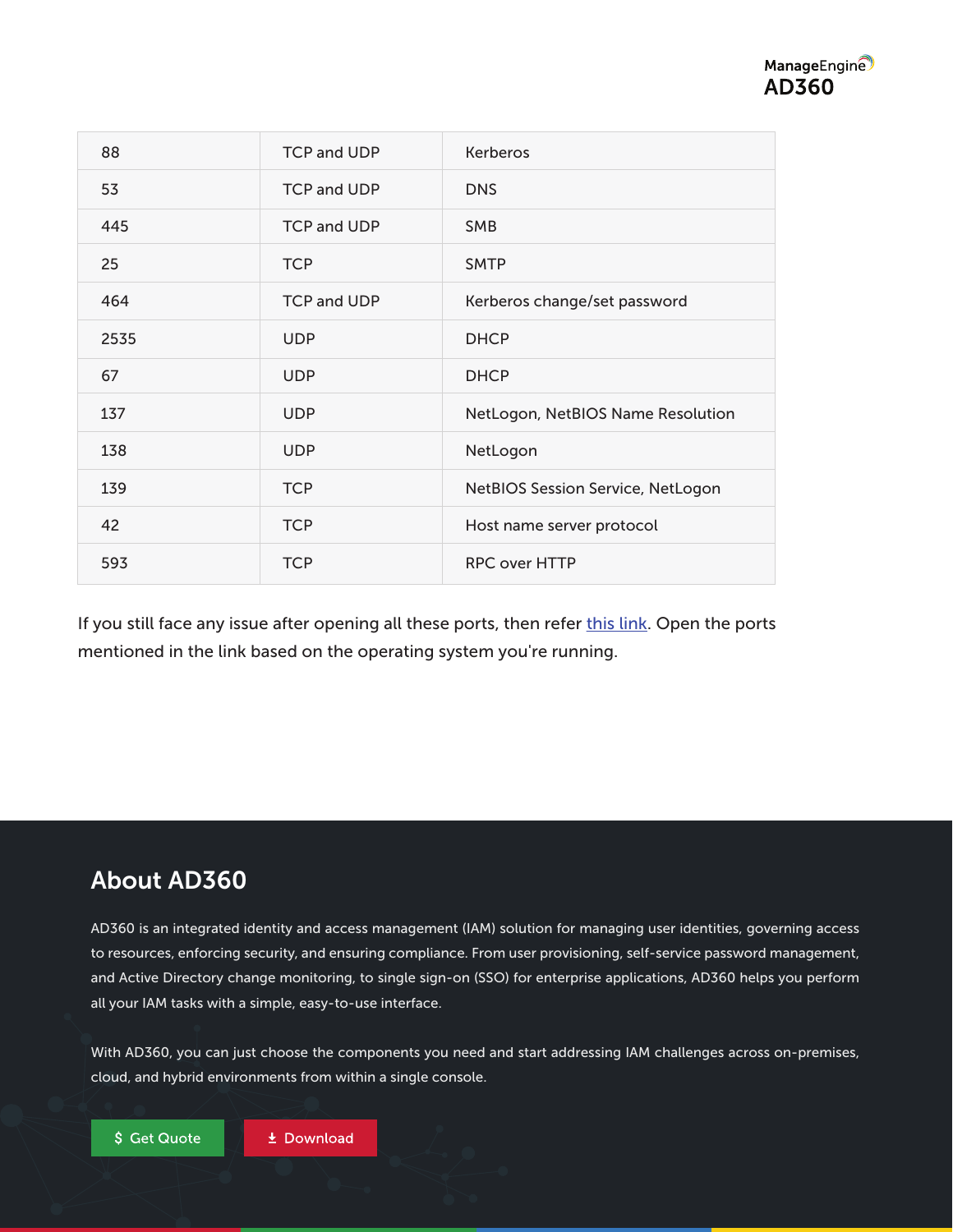| | | |
|---|---|---|
| 88 | TCP and UDP | Kerberos |
| 53 | TCP and UDP | DNS |
| 445 | TCP and UDP | SMB |
| 25 | TCP | SMTP |
| 464 | TCP and UDP | Kerberos change/set password |
| 2535 | UDP | DHCP |
| 67 | UDP | DHCP |
| 137 | UDP | NetLogon, NetBIOS Name Resolution |
| 138 | UDP | NetLogon |
| 139 | TCP | NetBIOS Session Service, NetLogon |
| 42 | TCP | Host name server protocol |
| 593 | TCP | RPC over HTTP |

If you still face any issue after opening all these ports, then refer this link. Open the ports mentioned in the link based on the operating system you're running.

## About AD360

AD360 is an integrated identity and access management (IAM) solution for managing user identities, governing access to resources, enforcing security, and ensuring compliance. From user provisioning, self-service password management, and Active Directory change monitoring, to single sign-on (SSO) for enterprise applications, AD360 helps you perform all your IAM tasks with a simple, easy-to-use interface.

With AD360, you can just choose the components you need and start addressing IAM challenges across on-premises, cloud, and hybrid environments from within a single console.

$ Get Quote    Download